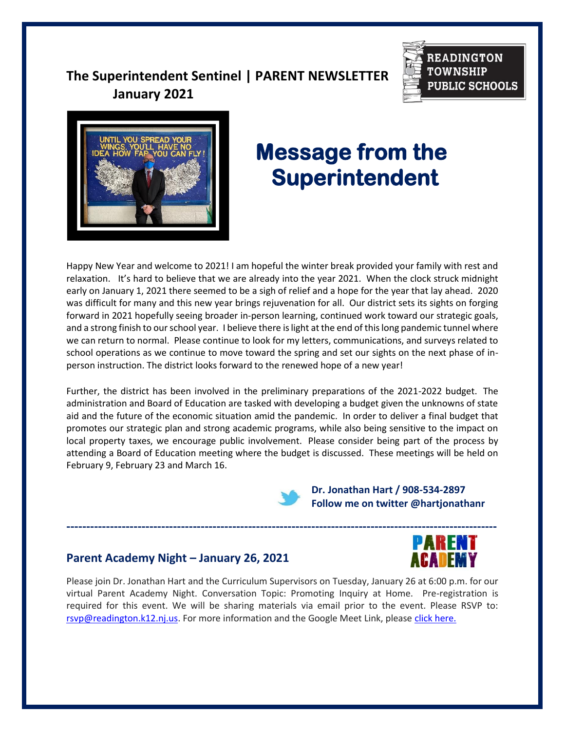**The Superintendent Sentinel | PARENT NEWSLETTER**
**January 2021**

READINGTON TOWNSHIP PUBLIC SCHOOLS

# Message from the Superintendent

Happy New Year and welcome to 2021! I am hopeful the winter break provided your family with rest and relaxation. It's hard to believe that we are already into the year 2021. When the clock struck midnight early on January 1, 2021 there seemed to be a sigh of relief and a hope for the year that lay ahead. 2020 was difficult for many and this new year brings rejuvenation for all. Our district sets its sights on forging forward in 2021 hopefully seeing broader in-person learning, continued work toward our strategic goals, and a strong finish to our school year. I believe there is light at the end of this long pandemic tunnel where we can return to normal. Please continue to look for my letters, communications, and surveys related to school operations as we continue to move toward the spring and set our sights on the next phase of in-person instruction. The district looks forward to the renewed hope of a new year!

Further, the district has been involved in the preliminary preparations of the 2021-2022 budget. The administration and Board of Education are tasked with developing a budget given the unknowns of state aid and the future of the economic situation amid the pandemic. In order to deliver a final budget that promotes our strategic plan and strong academic programs, while also being sensitive to the impact on local property taxes, we encourage public involvement. Please consider being part of the process by attending a Board of Education meeting where the budget is discussed. These meetings will be held on February 9, February 23 and March 16.

**Dr. Jonathan Hart / 908-534-2897**
**Follow me on twitter @hartjonathanr**

---

## Parent Academy Night – January 26, 2021

Please join Dr. Jonathan Hart and the Curriculum Supervisors on Tuesday, January 26 at 6:00 p.m. for our virtual Parent Academy Night. Conversation Topic: Promoting Inquiry at Home. Pre-registration is required for this event. We will be sharing materials via email prior to the event. Please RSVP to: rsvp@readington.k12.nj.us. For more information and the Google Meet Link, please click here.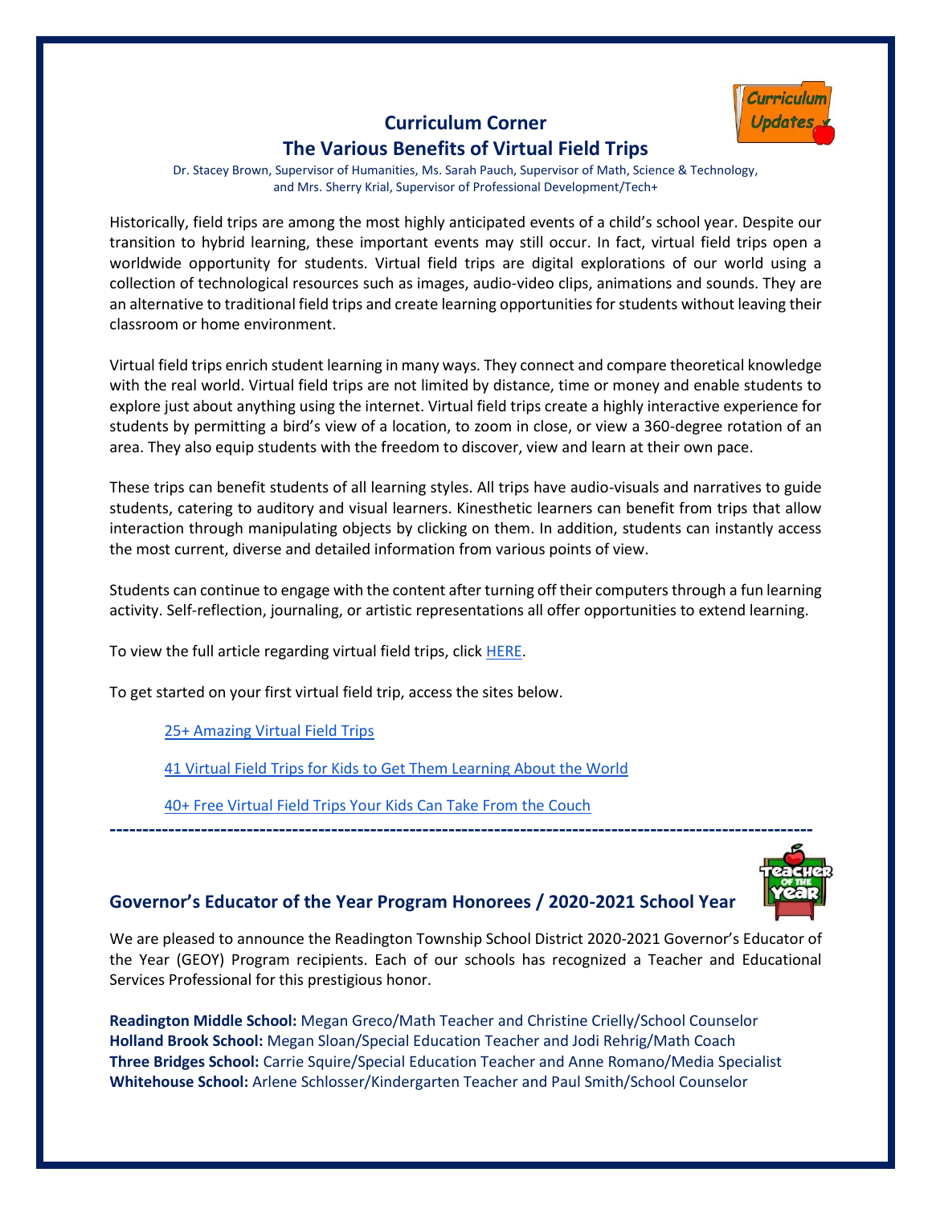## Curriculum Corner

## The Various Benefits of Virtual Field Trips

Dr. Stacey Brown, Supervisor of Humanities, Ms. Sarah Pauch, Supervisor of Math, Science & Technology, and Mrs. Sherry Krial, Supervisor of Professional Development/Tech+

Historically, field trips are among the most highly anticipated events of a child's school year. Despite our transition to hybrid learning, these important events may still occur. In fact, virtual field trips open a worldwide opportunity for students. Virtual field trips are digital explorations of our world using a collection of technological resources such as images, audio-video clips, animations and sounds. They are an alternative to traditional field trips and create learning opportunities for students without leaving their classroom or home environment.

Virtual field trips enrich student learning in many ways. They connect and compare theoretical knowledge with the real world. Virtual field trips are not limited by distance, time or money and enable students to explore just about anything using the internet. Virtual field trips create a highly interactive experience for students by permitting a bird's view of a location, to zoom in close, or view a 360-degree rotation of an area. They also equip students with the freedom to discover, view and learn at their own pace.

These trips can benefit students of all learning styles. All trips have audio-visuals and narratives to guide students, catering to auditory and visual learners. Kinesthetic learners can benefit from trips that allow interaction through manipulating objects by clicking on them. In addition, students can instantly access the most current, diverse and detailed information from various points of view.

Students can continue to engage with the content after turning off their computers through a fun learning activity. Self-reflection, journaling, or artistic representations all offer opportunities to extend learning.

To view the full article regarding virtual field trips, click HERE.

To get started on your first virtual field trip, access the sites below.

- 25+ Amazing Virtual Field Trips
- 41 Virtual Field Trips for Kids to Get Them Learning About the World
- 40+ Free Virtual Field Trips Your Kids Can Take From the Couch

---

## Governor's Educator of the Year Program Honorees / 2020-2021 School Year

We are pleased to announce the Readington Township School District 2020-2021 Governor's Educator of the Year (GEOY) Program recipients. Each of our schools has recognized a Teacher and Educational Services Professional for this prestigious honor.

**Readington Middle School:** Megan Greco/Math Teacher and Christine Crielly/School Counselor
**Holland Brook School:** Megan Sloan/Special Education Teacher and Jodi Rehrig/Math Coach
**Three Bridges School:** Carrie Squire/Special Education Teacher and Anne Romano/Media Specialist
**Whitehouse School:** Arlene Schlosser/Kindergarten Teacher and Paul Smith/School Counselor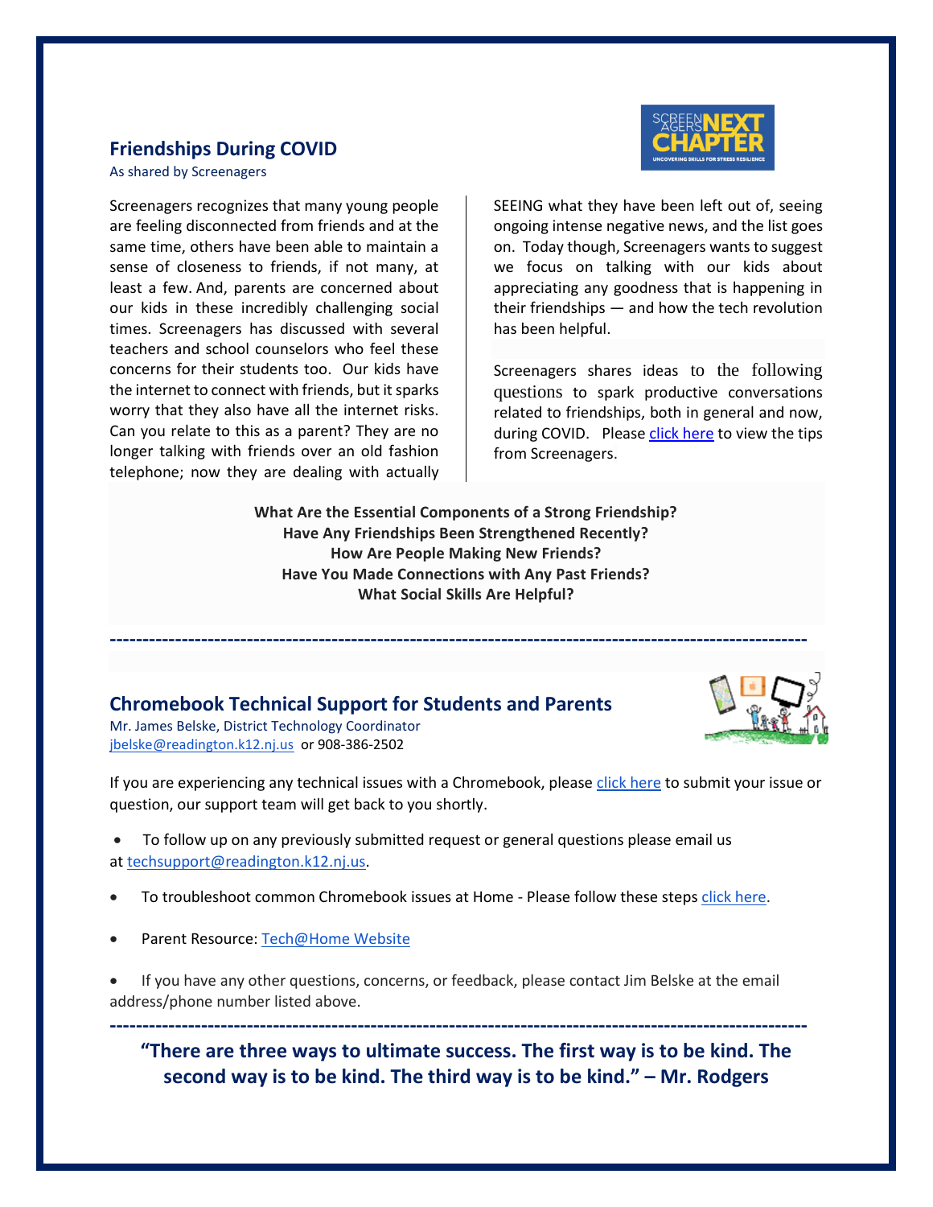## Friendships During COVID

As shared by Screenagers

Screenagers recognizes that many young people are feeling disconnected from friends and at the same time, others have been able to maintain a sense of closeness to friends, if not many, at least a few. And, parents are concerned about our kids in these incredibly challenging social times. Screenagers has discussed with several teachers and school counselors who feel these concerns for their students too. Our kids have the internet to connect with friends, but it sparks worry that they also have all the internet risks. Can you relate to this as a parent? They are no longer talking with friends over an old fashion telephone; now they are dealing with actually SEEING what they have been left out of, seeing ongoing intense negative news, and the list goes on. Today though, Screenagers wants to suggest we focus on talking with our kids about appreciating any goodness that is happening in their friendships — and how the tech revolution has been helpful.

Screenagers shares ideas to the following questions to spark productive conversations related to friendships, both in general and now, during COVID. Please click here to view the tips from Screenagers.

**What Are the Essential Components of a Strong Friendship?**
**Have Any Friendships Been Strengthened Recently?**
**How Are People Making New Friends?**
**Have You Made Connections with Any Past Friends?**
**What Social Skills Are Helpful?**

---

## Chromebook Technical Support for Students and Parents

Mr. James Belske, District Technology Coordinator
jbelske@readington.k12.nj.us or 908-386-2502

If you are experiencing any technical issues with a Chromebook, please click here to submit your issue or question, our support team will get back to you shortly.

- To follow up on any previously submitted request or general questions please email us at techsupport@readington.k12.nj.us.
- To troubleshoot common Chromebook issues at Home - Please follow these steps click here.
- Parent Resource: Tech@Home Website
- If you have any other questions, concerns, or feedback, please contact Jim Belske at the email address/phone number listed above.

---

**“There are three ways to ultimate success. The first way is to be kind. The second way is to be kind. The third way is to be kind.” – Mr. Rodgers**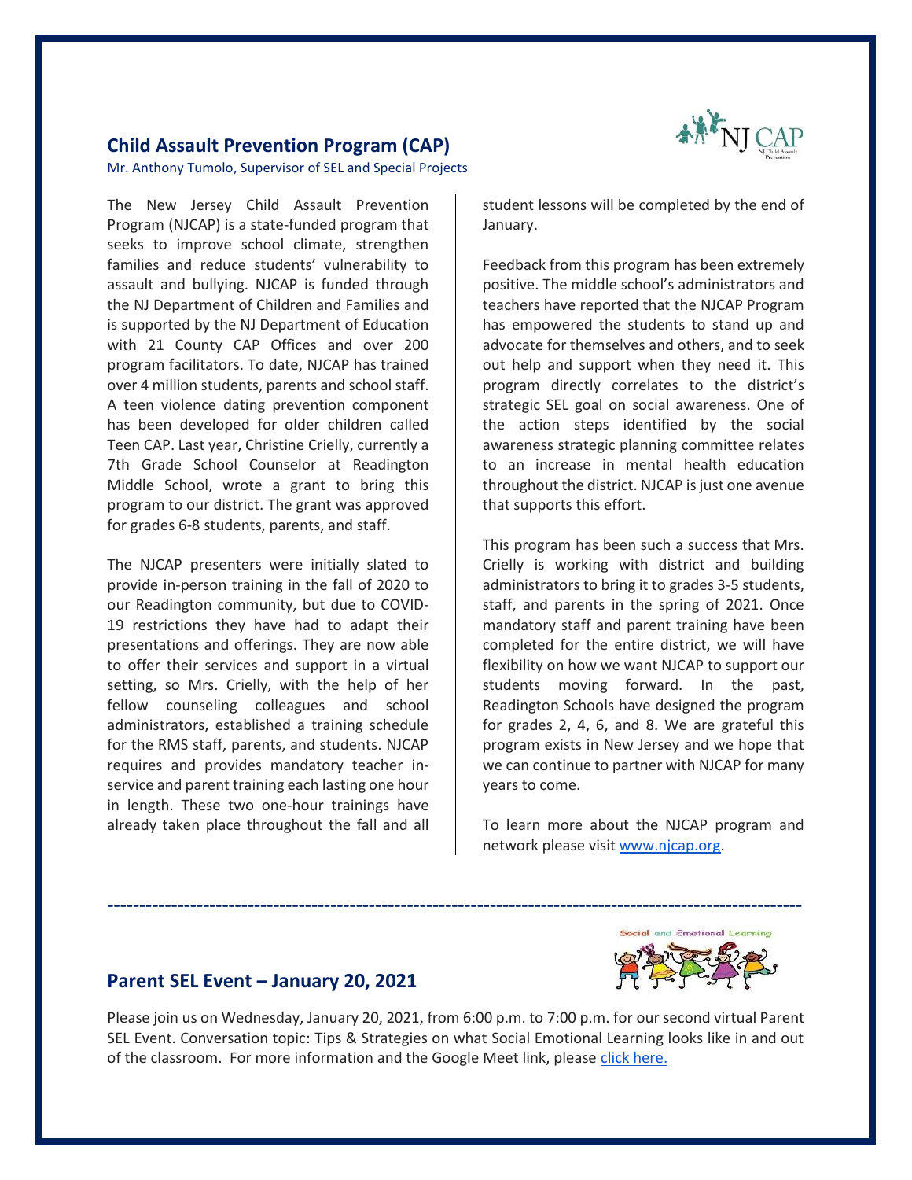## Child Assault Prevention Program (CAP)

Mr. Anthony Tumolo, Supervisor of SEL and Special Projects

The New Jersey Child Assault Prevention Program (NJCAP) is a state-funded program that seeks to improve school climate, strengthen families and reduce students' vulnerability to assault and bullying. NJCAP is funded through the NJ Department of Children and Families and is supported by the NJ Department of Education with 21 County CAP Offices and over 200 program facilitators. To date, NJCAP has trained over 4 million students, parents and school staff. A teen violence dating prevention component has been developed for older children called Teen CAP. Last year, Christine Crielly, currently a 7th Grade School Counselor at Readington Middle School, wrote a grant to bring this program to our district. The grant was approved for grades 6-8 students, parents, and staff.

The NJCAP presenters were initially slated to provide in-person training in the fall of 2020 to our Readington community, but due to COVID-19 restrictions they have had to adapt their presentations and offerings. They are now able to offer their services and support in a virtual setting, so Mrs. Crielly, with the help of her fellow counseling colleagues and school administrators, established a training schedule for the RMS staff, parents, and students. NJCAP requires and provides mandatory teacher in-service and parent training each lasting one hour in length. These two one-hour trainings have already taken place throughout the fall and all student lessons will be completed by the end of January.

Feedback from this program has been extremely positive. The middle school's administrators and teachers have reported that the NJCAP Program has empowered the students to stand up and advocate for themselves and others, and to seek out help and support when they need it. This program directly correlates to the district's strategic SEL goal on social awareness. One of the action steps identified by the social awareness strategic planning committee relates to an increase in mental health education throughout the district. NJCAP is just one avenue that supports this effort.

This program has been such a success that Mrs. Crielly is working with district and building administrators to bring it to grades 3-5 students, staff, and parents in the spring of 2021. Once mandatory staff and parent training have been completed for the entire district, we will have flexibility on how we want NJCAP to support our students moving forward. In the past, Readington Schools have designed the program for grades 2, 4, 6, and 8. We are grateful this program exists in New Jersey and we hope that we can continue to partner with NJCAP for many years to come.

To learn more about the NJCAP program and network please visit [www.njcap.org](www.njcap.org).

---

## Parent SEL Event – January 20, 2021

Please join us on Wednesday, January 20, 2021, from 6:00 p.m. to 7:00 p.m. for our second virtual Parent SEL Event. Conversation topic: Tips & Strategies on what Social Emotional Learning looks like in and out of the classroom. For more information and the Google Meet link, please click here.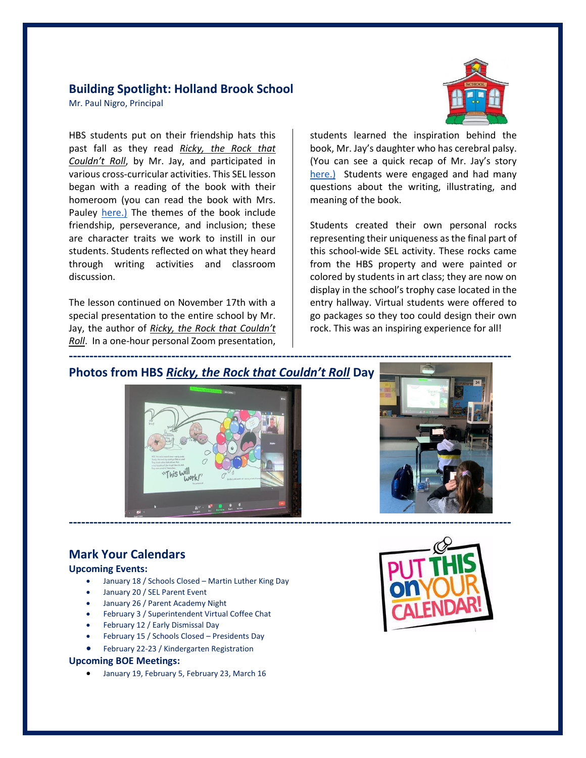## Building Spotlight: Holland Brook School

Mr. Paul Nigro, Principal

HBS students put on their friendship hats this past fall as they read ***Ricky, the Rock that Couldn't Roll***, by Mr. Jay, and participated in various cross-curricular activities. This SEL lesson began with a reading of the book with their homeroom (you can read the book with Mrs. Pauley here.) The themes of the book include friendship, perseverance, and inclusion; these are character traits we work to instill in our students. Students reflected on what they heard through writing activities and classroom discussion.

The lesson continued on November 17th with a special presentation to the entire school by Mr. Jay, the author of *Ricky, the Rock that Couldn't Roll*. In a one-hour personal Zoom presentation, students learned the inspiration behind the book, Mr. Jay's daughter who has cerebral palsy. (You can see a quick recap of Mr. Jay's story here.) Students were engaged and had many questions about the writing, illustrating, and meaning of the book.

Students created their own personal rocks representing their uniqueness as the final part of this school-wide SEL activity. These rocks came from the HBS property and were painted or colored by students in art class; they are now on display in the school's trophy case located in the entry hallway. Virtual students were offered to go packages so they too could design their own rock. This was an inspiring experience for all!

---

## Photos from HBS *Ricky, the Rock that Couldn't Roll* Day

---

## Mark Your Calendars

### Upcoming Events:

- January 18 / Schools Closed – Martin Luther King Day
- January 20 / SEL Parent Event
- January 26 / Parent Academy Night
- February 3 / Superintendent Virtual Coffee Chat
- February 12 / Early Dismissal Day
- February 15 / Schools Closed – Presidents Day
- February 22-23 / Kindergarten Registration

### Upcoming BOE Meetings:

- January 19, February 5, February 23, March 16